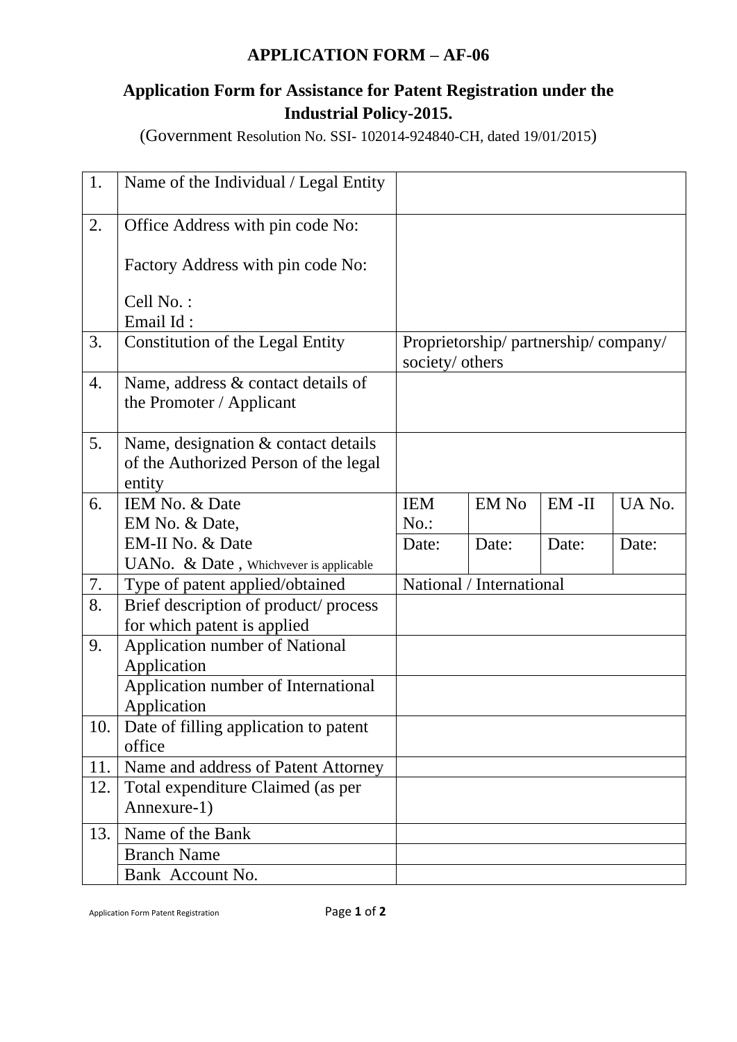# APPLICATION FORM – AF-06

## Application Form for Assistance for Patent Registration under the Industrial Policy-2015.

(Government Resolution No. SSI- 102014-924840-CH, dated 19/01/2015)

| | | | | | |
|---|---|---|---|---|---|
| 1. | Name of the Individual / Legal Entity | | | | |
| 2. | Office Address with pin code No:<br><br>Factory Address with pin code No:<br><br>Cell No. :<br>Email Id : | | | | |
| 3. | Constitution of the Legal Entity | Proprietorship/ partnership/ company/ society/ others | | | |
| 4. | Name, address & contact details of the Promoter / Applicant | | | | |
| 5. | Name, designation & contact details of the Authorized Person of the legal entity | | | | |
| 6. | IEM No. & Date<br>EM No. & Date,<br>EM-II No. & Date<br>UANo. & Date , Whichvever is applicable | IEM No.: | EM No | EM -II | UA No. |
| | | Date: | Date: | Date: | Date: |
| 7. | Type of patent applied/obtained | National / International | | | |
| 8. | Brief description of product/ process for which patent is applied | | | | |
| 9. | Application number of National Application | | | | |
| | Application number of International Application | | | | |
| 10. | Date of filling application to patent office | | | | |
| 11. | Name and address of Patent Attorney | | | | |
| 12. | Total expenditure Claimed (as per Annexure-1) | | | | |
| 13. | Name of the Bank | | | | |
| | Branch Name | | | | |
| | Bank Account No. | | | | |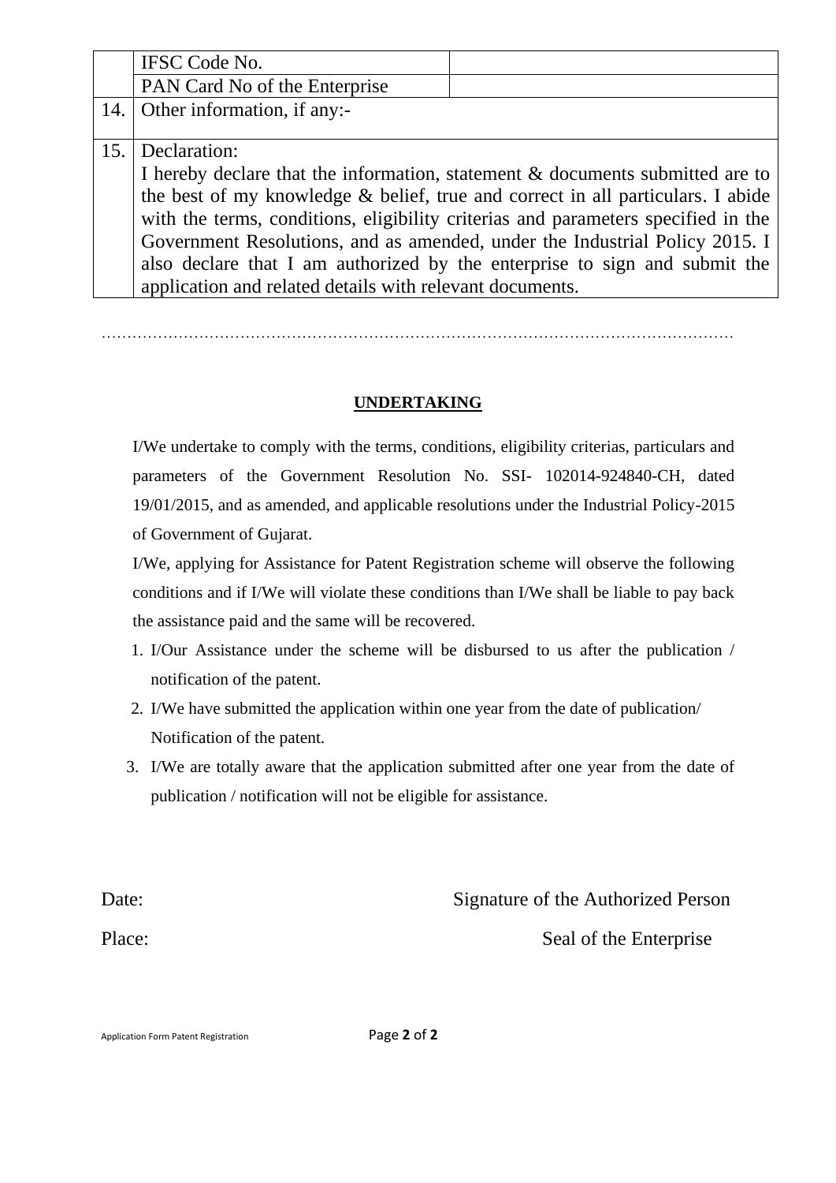| | | |
|---|---|---|
| | IFSC Code No. | |
| | PAN Card No of the Enterprise | |
| 14. | Other information, if any:- | |
| 15. | Declaration:<br>I hereby declare that the information, statement & documents submitted are to the best of my knowledge & belief, true and correct in all particulars. I abide with the terms, conditions, eligibility criterias and parameters specified in the Government Resolutions, and as amended, under the Industrial Policy 2015. I also declare that I am authorized by the enterprise to sign and submit the application and related details with relevant documents. | |

…………………………………………………………………………………………………………

## UNDERTAKING

I/We undertake to comply with the terms, conditions, eligibility criterias, particulars and parameters of the Government Resolution No. SSI- 102014-924840-CH, dated 19/01/2015, and as amended, and applicable resolutions under the Industrial Policy-2015 of Government of Gujarat.

I/We, applying for Assistance for Patent Registration scheme will observe the following conditions and if I/We will violate these conditions than I/We shall be liable to pay back the assistance paid and the same will be recovered.

1. I/Our Assistance under the scheme will be disbursed to us after the publication / notification of the patent.
2. I/We have submitted the application within one year from the date of publication/ Notification of the patent.
3. I/We are totally aware that the application submitted after one year from the date of publication / notification will not be eligible for assistance.

Date: Signature of the Authorized Person

Place: Seal of the Enterprise